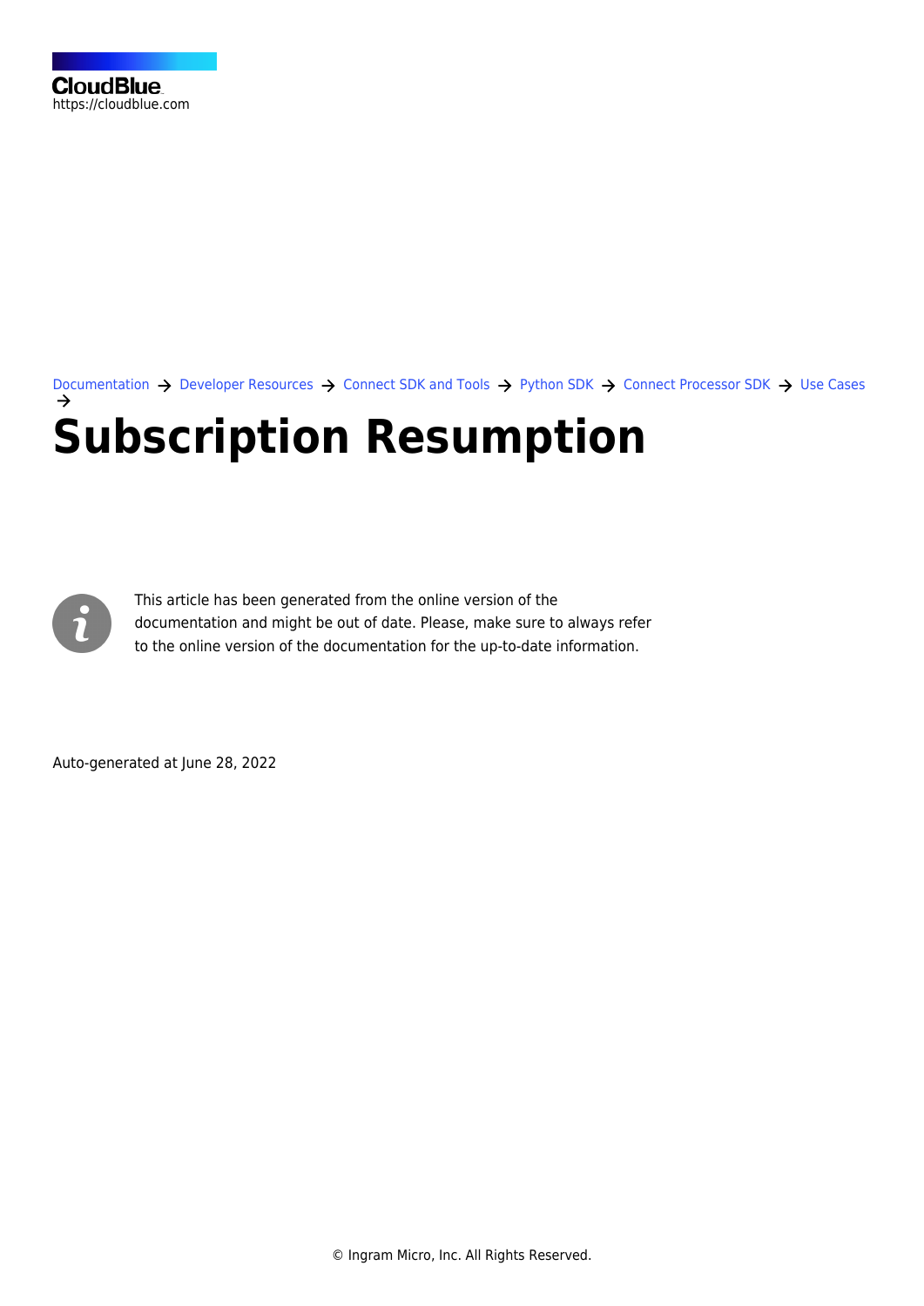CloudBlue
https://cloudblue.com

Documentation → Developer Resources → Connect SDK and Tools → Python SDK → Connect Processor SDK → Use Cases →

# Subscription Resumption

This article has been generated from the online version of the documentation and might be out of date. Please, make sure to always refer to the online version of the documentation for the up-to-date information.

Auto-generated at June 28, 2022

© Ingram Micro, Inc. All Rights Reserved.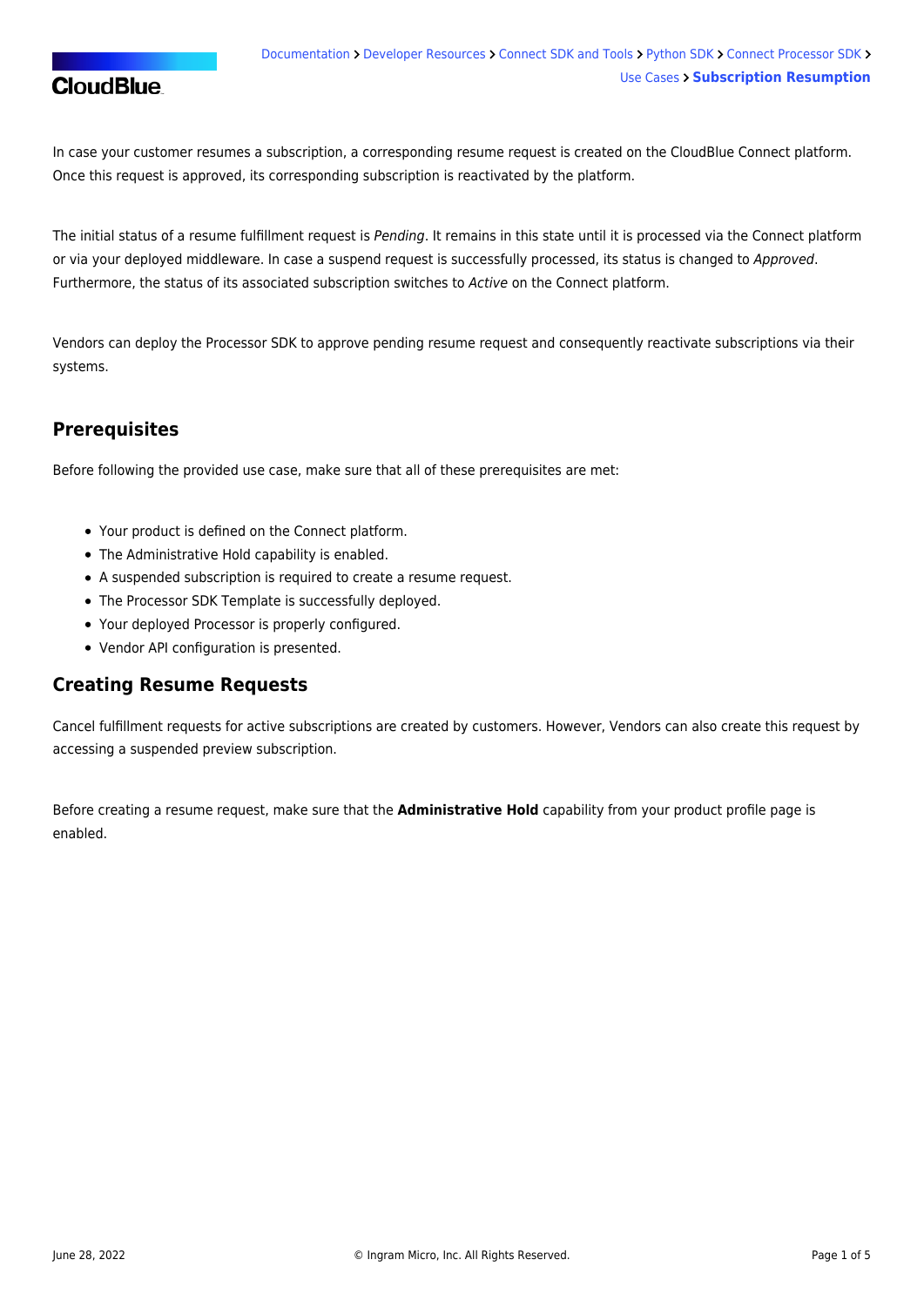In case your customer resumes a subscription, a corresponding resume request is created on the CloudBlue Connect platform. Once this request is approved, its corresponding subscription is reactivated by the platform.

The initial status of a resume fulfillment request is *Pending*. It remains in this state until it is processed via the Connect platform or via your deployed middleware. In case a suspend request is successfully processed, its status is changed to *Approved*. Furthermore, the status of its associated subscription switches to *Active* on the Connect platform.

Vendors can deploy the Processor SDK to approve pending resume request and consequently reactivate subscriptions via their systems.

## Prerequisites

Before following the provided use case, make sure that all of these prerequisites are met:

- Your product is defined on the Connect platform.
- The Administrative Hold capability is enabled.
- A suspended subscription is required to create a resume request.
- The Processor SDK Template is successfully deployed.
- Your deployed Processor is properly configured.
- Vendor API configuration is presented.

## Creating Resume Requests

Cancel fulfillment requests for active subscriptions are created by customers. However, Vendors can also create this request by accessing a suspended preview subscription.

Before creating a resume request, make sure that the **Administrative Hold** capability from your product profile page is enabled.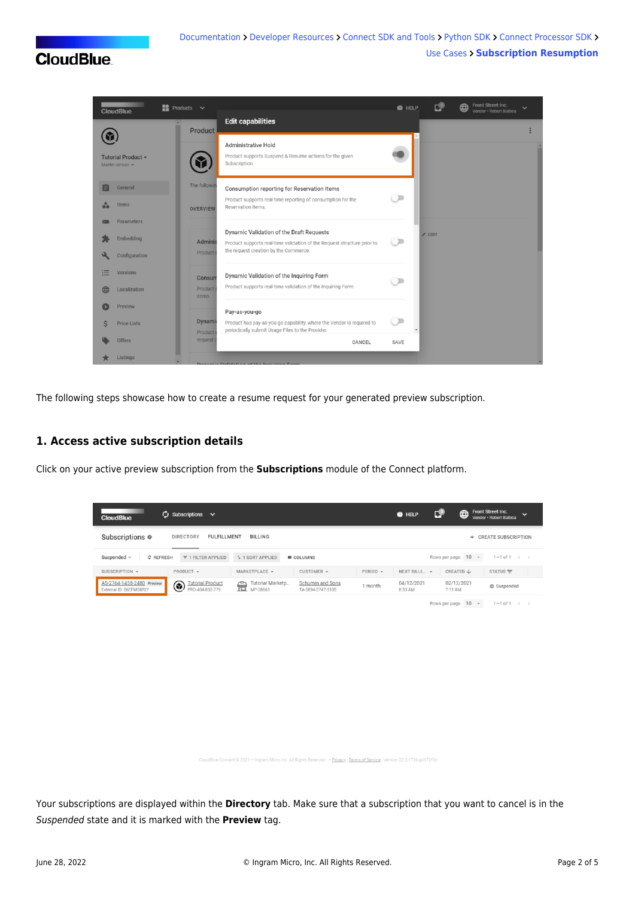The following steps showcase how to create a resume request for your generated preview subscription.

## 1. Access active subscription details

Click on your active preview subscription from the **Subscriptions** module of the Connect platform.

Your subscriptions are displayed within the **Directory** tab. Make sure that a subscription that you want to cancel is in the *Suspended* state and it is marked with the **Preview** tag.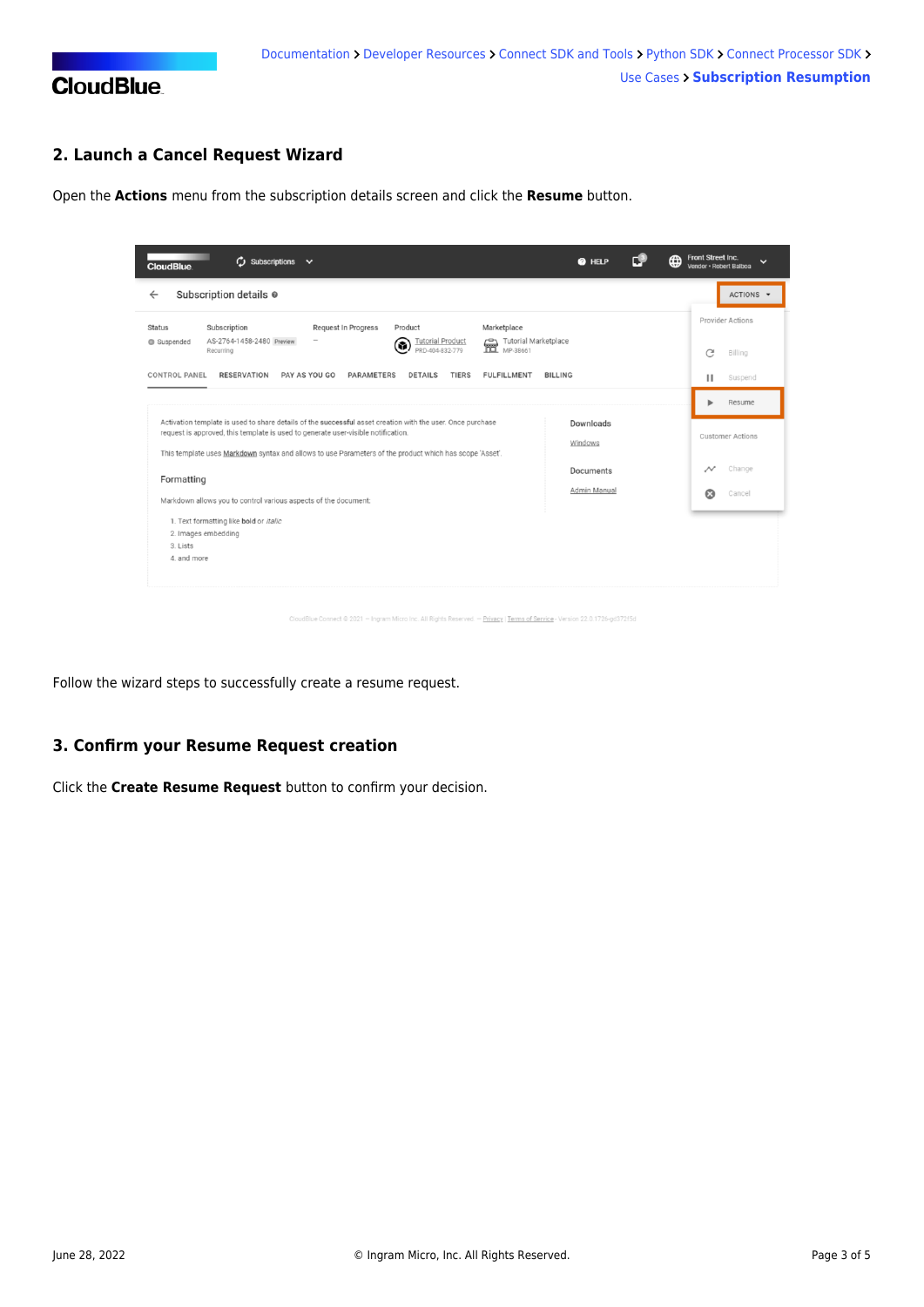## 2. Launch a Cancel Request Wizard

Open the **Actions** menu from the subscription details screen and click the **Resume** button.

Follow the wizard steps to successfully create a resume request.

## 3. Confirm your Resume Request creation

Click the **Create Resume Request** button to confirm your decision.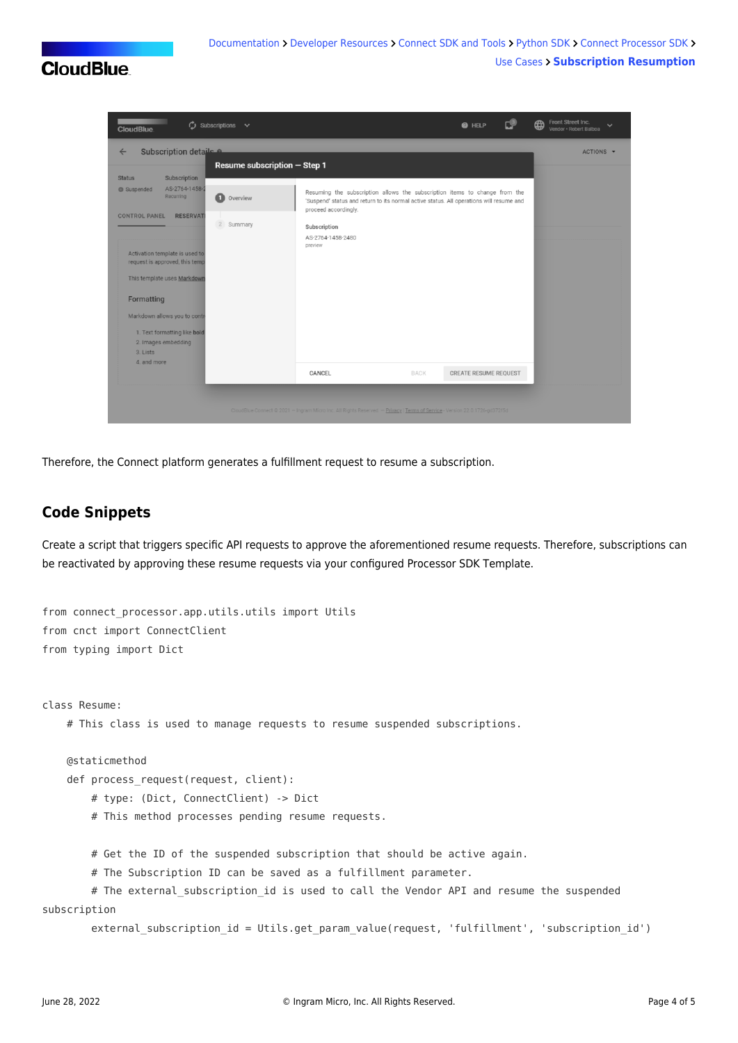Therefore, the Connect platform generates a fulfillment request to resume a subscription.

## Code Snippets

Create a script that triggers specific API requests to approve the aforementioned resume requests. Therefore, subscriptions can be reactivated by approving these resume requests via your configured Processor SDK Template.

```
from connect_processor.app.utils.utils import Utils
from cnct import ConnectClient
from typing import Dict


class Resume:
    # This class is used to manage requests to resume suspended subscriptions.

    @staticmethod
    def process_request(request, client):
        # type: (Dict, ConnectClient) -> Dict
        # This method processes pending resume requests.

        # Get the ID of the suspended subscription that should be active again.
        # The Subscription ID can be saved as a fulfillment parameter.
        # The external_subscription_id is used to call the Vendor API and resume the suspended
subscription
        external_subscription_id = Utils.get_param_value(request, 'fulfillment', 'subscription_id')
```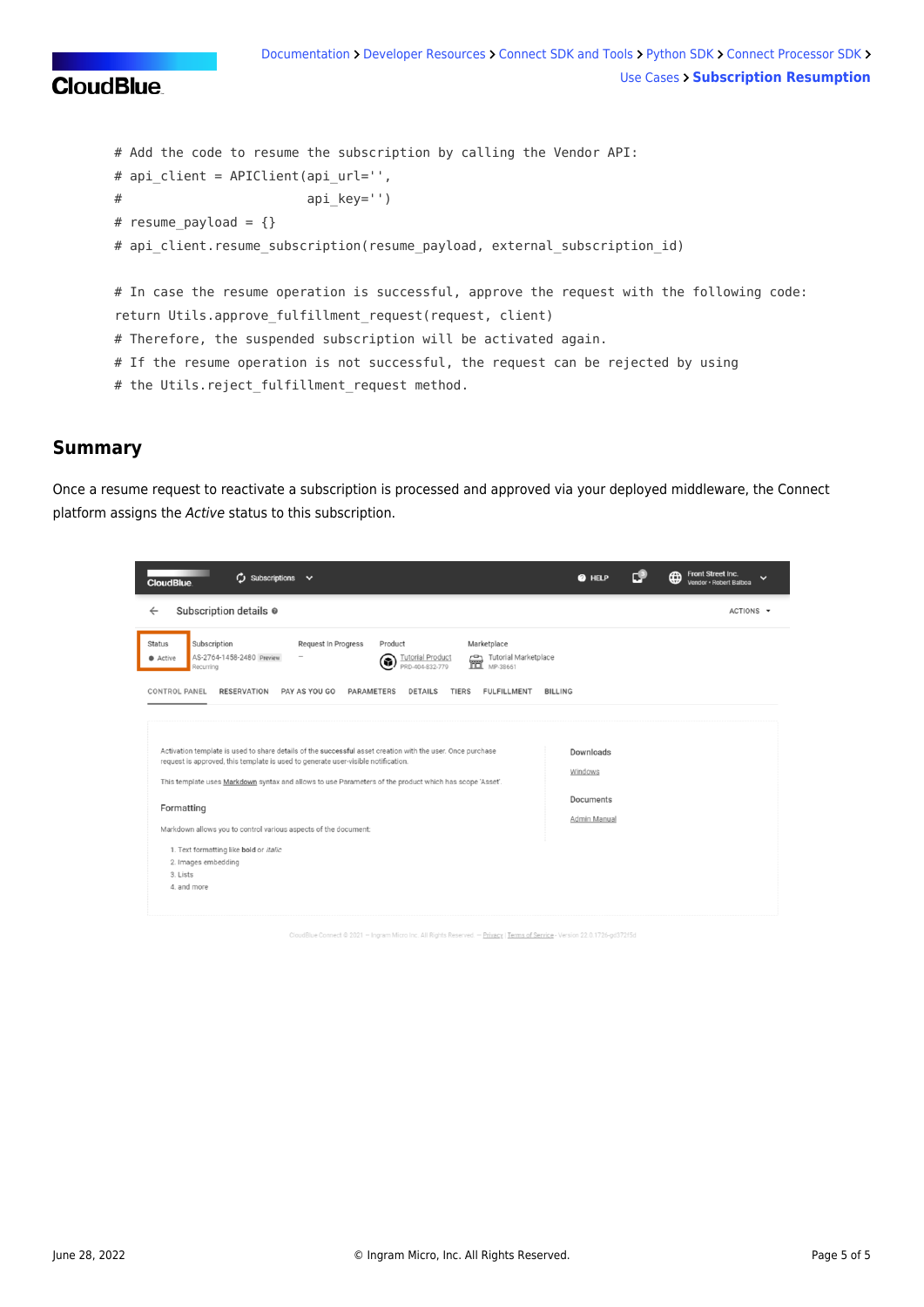```
# Add the code to resume the subscription by calling the Vendor API:
# api_client = APIClient(api_url='',
#                        api_key='')
# resume_payload = {}
# api_client.resume_subscription(resume_payload, external_subscription_id)

# In case the resume operation is successful, approve the request with the following code:
return Utils.approve_fulfillment_request(request, client)
# Therefore, the suspended subscription will be activated again.
# If the resume operation is not successful, the request can be rejected by using
# the Utils.reject_fulfillment_request method.
```

## Summary

Once a resume request to reactivate a subscription is processed and approved via your deployed middleware, the Connect platform assigns the *Active* status to this subscription.